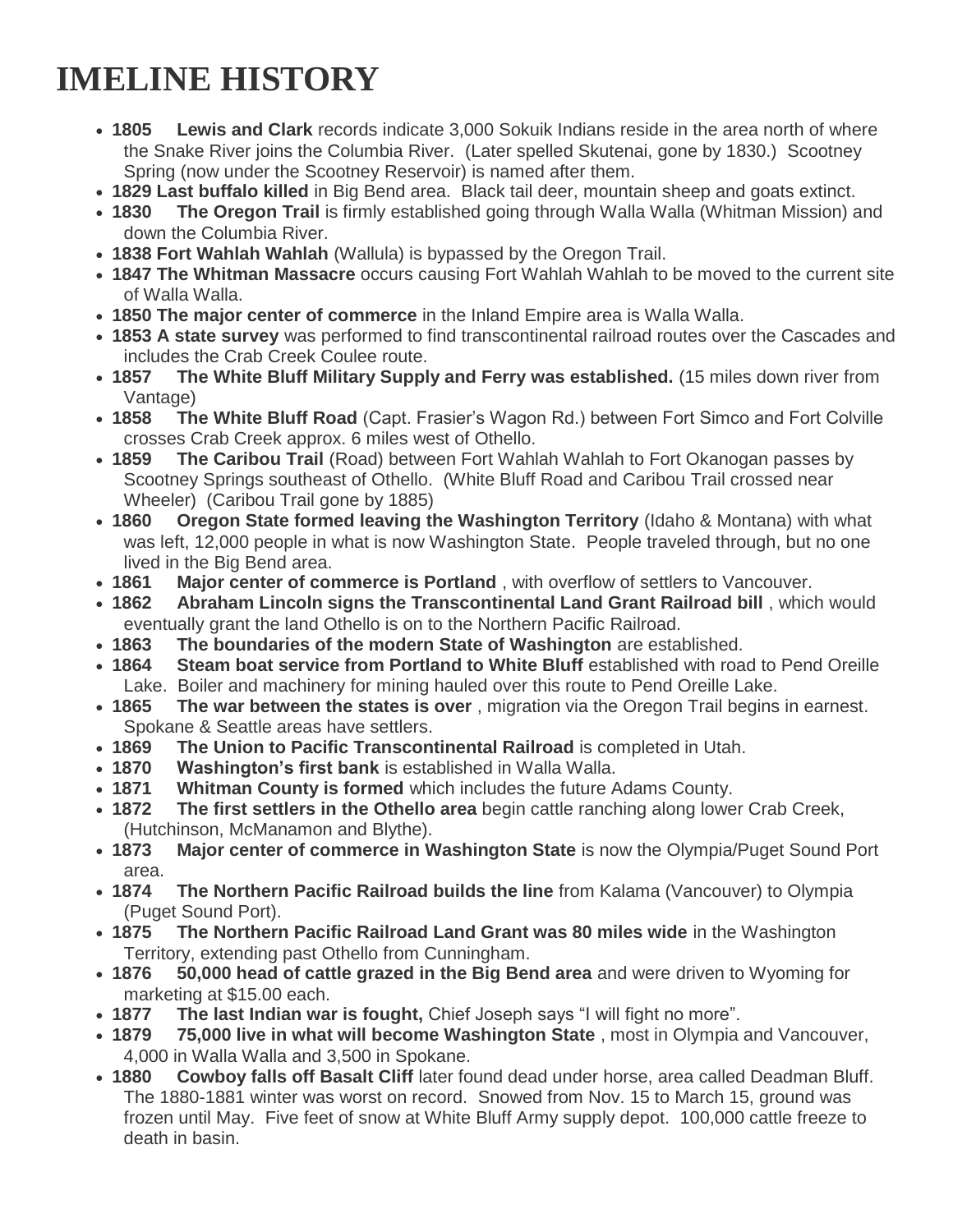# IMELINE HISTORY

- **1805 Lewis and Clark** records indicate 3,000 Sokuik Indians reside in the area north of where the Snake River joins the Columbia River. (Later spelled Skutenai, gone by 1830.) Scootney Spring (now under the Scootney Reservoir) is named after them.
- **1829 Last buffalo killed** in Big Bend area. Black tail deer, mountain sheep and goats extinct.
- **1830 The Oregon Trail** is firmly established going through Walla Walla (Whitman Mission) and down the Columbia River.
- **1838 Fort Wahlah Wahlah** (Wallula) is bypassed by the Oregon Trail.
- **1847 The Whitman Massacre** occurs causing Fort Wahlah Wahlah to be moved to the current site of Walla Walla.
- **1850 The major center of commerce** in the Inland Empire area is Walla Walla.
- **1853 A state survey** was performed to find transcontinental railroad routes over the Cascades and includes the Crab Creek Coulee route.
- **1857 The White Bluff Military Supply and Ferry was established.** (15 miles down river from Vantage)
- **1858 The White Bluff Road** (Capt. Frasier's Wagon Rd.) between Fort Simco and Fort Colville crosses Crab Creek approx. 6 miles west of Othello.
- **1859 The Caribou Trail** (Road) between Fort Wahlah Wahlah to Fort Okanogan passes by Scootney Springs southeast of Othello. (White Bluff Road and Caribou Trail crossed near Wheeler) (Caribou Trail gone by 1885)
- **1860 Oregon State formed leaving the Washington Territory** (Idaho & Montana) with what was left, 12,000 people in what is now Washington State. People traveled through, but no one lived in the Big Bend area.
- **1861 Major center of commerce is Portland** , with overflow of settlers to Vancouver.
- **1862 Abraham Lincoln signs the Transcontinental Land Grant Railroad bill** , which would eventually grant the land Othello is on to the Northern Pacific Railroad.
- **1863 The boundaries of the modern State of Washington** are established.
- **1864 Steam boat service from Portland to White Bluff** established with road to Pend Oreille Lake. Boiler and machinery for mining hauled over this route to Pend Oreille Lake.
- **1865 The war between the states is over** , migration via the Oregon Trail begins in earnest. Spokane & Seattle areas have settlers.
- **1869 The Union to Pacific Transcontinental Railroad** is completed in Utah.
- **1870 Washington's first bank** is established in Walla Walla.
- **1871 Whitman County is formed** which includes the future Adams County.
- **1872 The first settlers in the Othello area** begin cattle ranching along lower Crab Creek, (Hutchinson, McManamon and Blythe).
- **1873 Major center of commerce in Washington State** is now the Olympia/Puget Sound Port area.
- **1874 The Northern Pacific Railroad builds the line** from Kalama (Vancouver) to Olympia (Puget Sound Port).
- **1875 The Northern Pacific Railroad Land Grant was 80 miles wide** in the Washington Territory, extending past Othello from Cunningham.
- **1876 50,000 head of cattle grazed in the Big Bend area** and were driven to Wyoming for marketing at $15.00 each.
- **1877 The last Indian war is fought,** Chief Joseph says "I will fight no more".
- **1879 75,000 live in what will become Washington State** , most in Olympia and Vancouver, 4,000 in Walla Walla and 3,500 in Spokane.
- **1880 Cowboy falls off Basalt Cliff** later found dead under horse, area called Deadman Bluff. The 1880-1881 winter was worst on record. Snowed from Nov. 15 to March 15, ground was frozen until May. Five feet of snow at White Bluff Army supply depot. 100,000 cattle freeze to death in basin.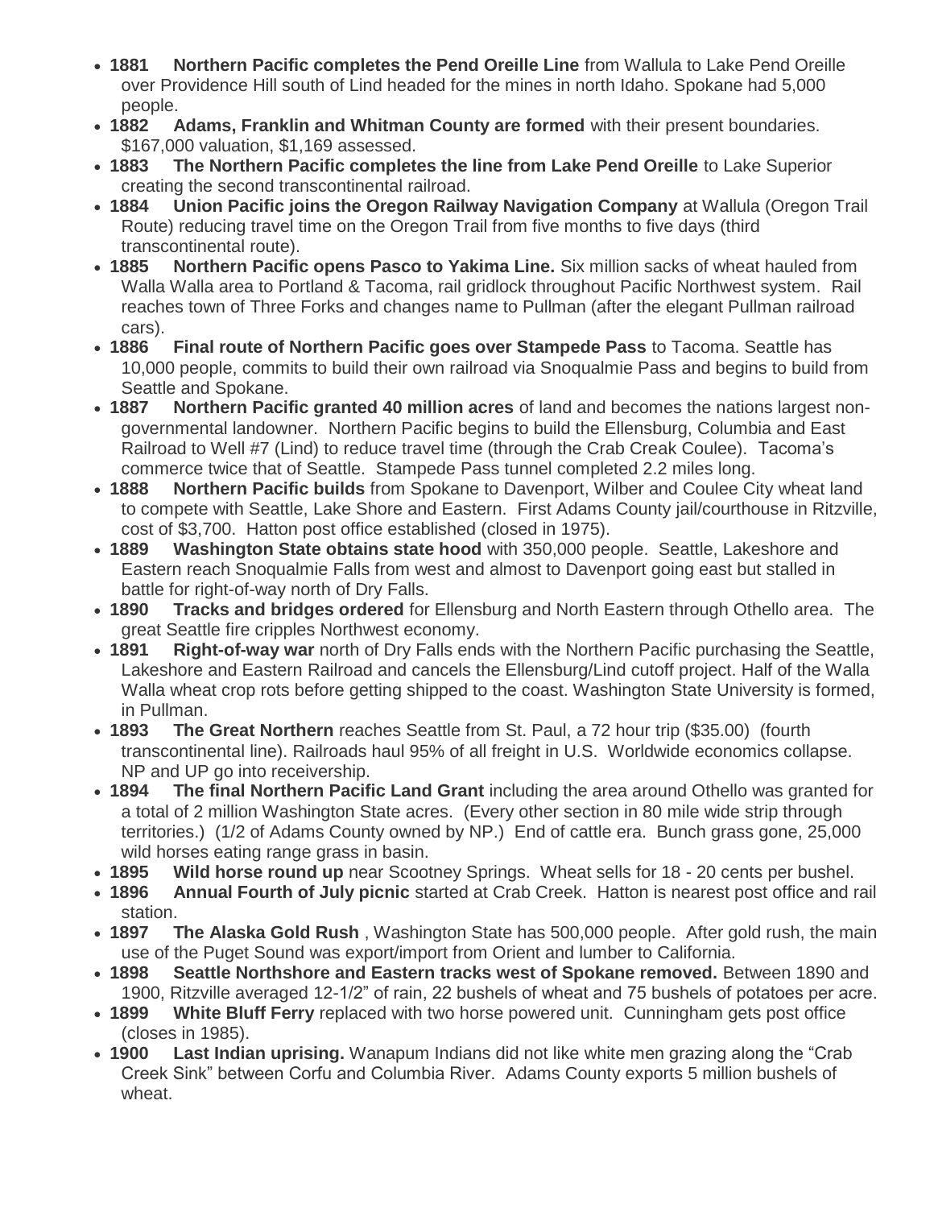- **1881 Northern Pacific completes the Pend Oreille Line** from Wallula to Lake Pend Oreille over Providence Hill south of Lind headed for the mines in north Idaho. Spokane had 5,000 people.
- **1882 Adams, Franklin and Whitman County are formed** with their present boundaries. $167,000 valuation, $1,169 assessed.
- **1883 The Northern Pacific completes the line from Lake Pend Oreille** to Lake Superior creating the second transcontinental railroad.
- **1884 Union Pacific joins the Oregon Railway Navigation Company** at Wallula (Oregon Trail Route) reducing travel time on the Oregon Trail from five months to five days (third transcontinental route).
- **1885 Northern Pacific opens Pasco to Yakima Line.** Six million sacks of wheat hauled from Walla Walla area to Portland & Tacoma, rail gridlock throughout Pacific Northwest system. Rail reaches town of Three Forks and changes name to Pullman (after the elegant Pullman railroad cars).
- **1886 Final route of Northern Pacific goes over Stampede Pass** to Tacoma. Seattle has 10,000 people, commits to build their own railroad via Snoqualmie Pass and begins to build from Seattle and Spokane.
- **1887 Northern Pacific granted 40 million acres** of land and becomes the nations largest non-governmental landowner. Northern Pacific begins to build the Ellensburg, Columbia and East Railroad to Well #7 (Lind) to reduce travel time (through the Crab Creek Coulee). Tacoma's commerce twice that of Seattle. Stampede Pass tunnel completed 2.2 miles long.
- **1888 Northern Pacific builds** from Spokane to Davenport, Wilber and Coulee City wheat land to compete with Seattle, Lake Shore and Eastern. First Adams County jail/courthouse in Ritzville, cost of $3,700. Hatton post office established (closed in 1975).
- **1889 Washington State obtains state hood** with 350,000 people. Seattle, Lakeshore and Eastern reach Snoqualmie Falls from west and almost to Davenport going east but stalled in battle for right-of-way north of Dry Falls.
- **1890 Tracks and bridges ordered** for Ellensburg and North Eastern through Othello area. The great Seattle fire cripples Northwest economy.
- **1891 Right-of-way war** north of Dry Falls ends with the Northern Pacific purchasing the Seattle, Lakeshore and Eastern Railroad and cancels the Ellensburg/Lind cutoff project. Half of the Walla Walla wheat crop rots before getting shipped to the coast. Washington State University is formed, in Pullman.
- **1893 The Great Northern** reaches Seattle from St. Paul, a 72 hour trip ($35.00) (fourth transcontinental line). Railroads haul 95% of all freight in U.S. Worldwide economics collapse. NP and UP go into receivership.
- **1894 The final Northern Pacific Land Grant** including the area around Othello was granted for a total of 2 million Washington State acres. (Every other section in 80 mile wide strip through territories.) (1/2 of Adams County owned by NP.) End of cattle era. Bunch grass gone, 25,000 wild horses eating range grass in basin.
- **1895 Wild horse round up** near Scootney Springs. Wheat sells for 18 - 20 cents per bushel.
- **1896 Annual Fourth of July picnic** started at Crab Creek. Hatton is nearest post office and rail station.
- **1897 The Alaska Gold Rush** , Washington State has 500,000 people. After gold rush, the main use of the Puget Sound was export/import from Orient and lumber to California.
- **1898 Seattle Northshore and Eastern tracks west of Spokane removed.** Between 1890 and 1900, Ritzville averaged 12-1/2" of rain, 22 bushels of wheat and 75 bushels of potatoes per acre.
- **1899 White Bluff Ferry** replaced with two horse powered unit. Cunningham gets post office (closes in 1985).
- **1900 Last Indian uprising.** Wanapum Indians did not like white men grazing along the "Crab Creek Sink" between Corfu and Columbia River. Adams County exports 5 million bushels of wheat.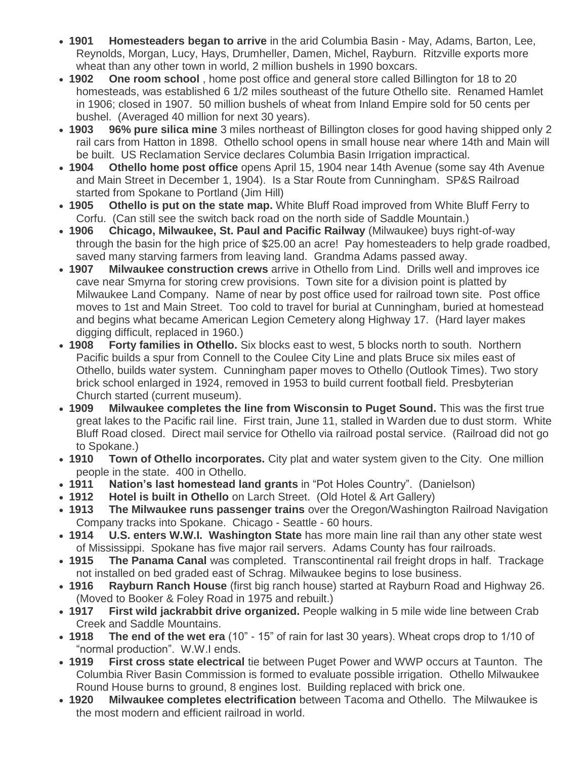- **1901 Homesteaders began to arrive** in the arid Columbia Basin - May, Adams, Barton, Lee, Reynolds, Morgan, Lucy, Hays, Drumheller, Damen, Michel, Rayburn. Ritzville exports more wheat than any other town in world, 2 million bushels in 1990 boxcars.
- **1902 One room school** , home post office and general store called Billington for 18 to 20 homesteads, was established 6 1/2 miles southeast of the future Othello site. Renamed Hamlet in 1906; closed in 1907. 50 million bushels of wheat from Inland Empire sold for 50 cents per bushel. (Averaged 40 million for next 30 years).
- **1903 96% pure silica mine** 3 miles northeast of Billington closes for good having shipped only 2 rail cars from Hatton in 1898. Othello school opens in small house near where 14th and Main will be built. US Reclamation Service declares Columbia Basin Irrigation impractical.
- **1904 Othello home post office** opens April 15, 1904 near 14th Avenue (some say 4th Avenue and Main Street in December 1, 1904). Is a Star Route from Cunningham. SP&S Railroad started from Spokane to Portland (Jim Hill)
- **1905 Othello is put on the state map.** White Bluff Road improved from White Bluff Ferry to Corfu. (Can still see the switch back road on the north side of Saddle Mountain.)
- **1906 Chicago, Milwaukee, St. Paul and Pacific Railway** (Milwaukee) buys right-of-way through the basin for the high price of $25.00 an acre! Pay homesteaders to help grade roadbed, saved many starving farmers from leaving land. Grandma Adams passed away.
- **1907 Milwaukee construction crews** arrive in Othello from Lind. Drills well and improves ice cave near Smyrna for storing crew provisions. Town site for a division point is platted by Milwaukee Land Company. Name of near by post office used for railroad town site. Post office moves to 1st and Main Street. Too cold to travel for burial at Cunningham, buried at homestead and begins what became American Legion Cemetery along Highway 17. (Hard layer makes digging difficult, replaced in 1960.)
- **1908 Forty families in Othello.** Six blocks east to west, 5 blocks north to south. Northern Pacific builds a spur from Connell to the Coulee City Line and plats Bruce six miles east of Othello, builds water system. Cunningham paper moves to Othello (Outlook Times). Two story brick school enlarged in 1924, removed in 1953 to build current football field. Presbyterian Church started (current museum).
- **1909 Milwaukee completes the line from Wisconsin to Puget Sound.** This was the first true great lakes to the Pacific rail line. First train, June 11, stalled in Warden due to dust storm. White Bluff Road closed. Direct mail service for Othello via railroad postal service. (Railroad did not go to Spokane.)
- **1910 Town of Othello incorporates.** City plat and water system given to the City. One million people in the state. 400 in Othello.
- **1911 Nation's last homestead land grants** in "Pot Holes Country". (Danielson)
- **1912 Hotel is built in Othello** on Larch Street. (Old Hotel & Art Gallery)
- **1913 The Milwaukee runs passenger trains** over the Oregon/Washington Railroad Navigation Company tracks into Spokane. Chicago - Seattle - 60 hours.
- **1914 U.S. enters W.W.I. Washington State** has more main line rail than any other state west of Mississippi. Spokane has five major rail servers. Adams County has four railroads.
- **1915 The Panama Canal** was completed. Transcontinental rail freight drops in half. Trackage not installed on bed graded east of Schrag. Milwaukee begins to lose business.
- **1916 Rayburn Ranch House** (first big ranch house) started at Rayburn Road and Highway 26. (Moved to Booker & Foley Road in 1975 and rebuilt.)
- **1917 First wild jackrabbit drive organized.** People walking in 5 mile wide line between Crab Creek and Saddle Mountains.
- **1918 The end of the wet era** (10" - 15" of rain for last 30 years). Wheat crops drop to 1/10 of "normal production". W.W.I ends.
- **1919 First cross state electrical** tie between Puget Power and WWP occurs at Taunton. The Columbia River Basin Commission is formed to evaluate possible irrigation. Othello Milwaukee Round House burns to ground, 8 engines lost. Building replaced with brick one.
- **1920 Milwaukee completes electrification** between Tacoma and Othello. The Milwaukee is the most modern and efficient railroad in world.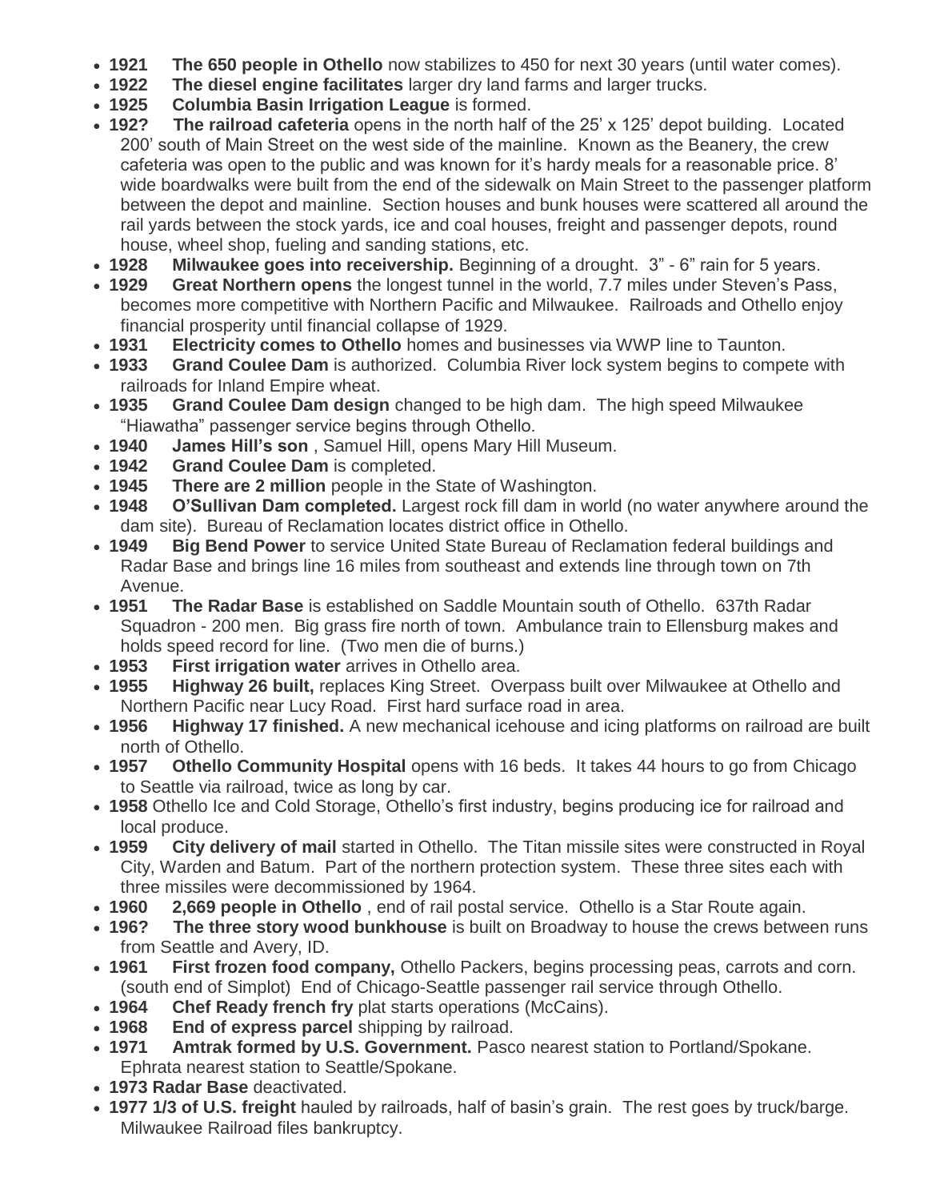- **1921 The 650 people in Othello** now stabilizes to 450 for next 30 years (until water comes).
- **1922 The diesel engine facilitates** larger dry land farms and larger trucks.
- **1925 Columbia Basin Irrigation League** is formed.
- **192? The railroad cafeteria** opens in the north half of the 25' x 125' depot building. Located 200' south of Main Street on the west side of the mainline. Known as the Beanery, the crew cafeteria was open to the public and was known for it's hardy meals for a reasonable price. 8' wide boardwalks were built from the end of the sidewalk on Main Street to the passenger platform between the depot and mainline. Section houses and bunk houses were scattered all around the rail yards between the stock yards, ice and coal houses, freight and passenger depots, round house, wheel shop, fueling and sanding stations, etc.
- **1928 Milwaukee goes into receivership.** Beginning of a drought. 3" - 6" rain for 5 years.
- **1929 Great Northern opens** the longest tunnel in the world, 7.7 miles under Steven's Pass, becomes more competitive with Northern Pacific and Milwaukee. Railroads and Othello enjoy financial prosperity until financial collapse of 1929.
- **1931 Electricity comes to Othello** homes and businesses via WWP line to Taunton.
- **1933 Grand Coulee Dam** is authorized. Columbia River lock system begins to compete with railroads for Inland Empire wheat.
- **1935 Grand Coulee Dam design** changed to be high dam. The high speed Milwaukee "Hiawatha" passenger service begins through Othello.
- **1940 James Hill's son** , Samuel Hill, opens Mary Hill Museum.
- **1942 Grand Coulee Dam** is completed.
- **1945 There are 2 million** people in the State of Washington.
- **1948 O'Sullivan Dam completed.** Largest rock fill dam in world (no water anywhere around the dam site). Bureau of Reclamation locates district office in Othello.
- **1949 Big Bend Power** to service United State Bureau of Reclamation federal buildings and Radar Base and brings line 16 miles from southeast and extends line through town on 7th Avenue.
- **1951 The Radar Base** is established on Saddle Mountain south of Othello. 637th Radar Squadron - 200 men. Big grass fire north of town. Ambulance train to Ellensburg makes and holds speed record for line. (Two men die of burns.)
- **1953 First irrigation water** arrives in Othello area.
- **1955 Highway 26 built,** replaces King Street. Overpass built over Milwaukee at Othello and Northern Pacific near Lucy Road. First hard surface road in area.
- **1956 Highway 17 finished.** A new mechanical icehouse and icing platforms on railroad are built north of Othello.
- **1957 Othello Community Hospital** opens with 16 beds. It takes 44 hours to go from Chicago to Seattle via railroad, twice as long by car.
- **1958** Othello Ice and Cold Storage, Othello's first industry, begins producing ice for railroad and local produce.
- **1959 City delivery of mail** started in Othello. The Titan missile sites were constructed in Royal City, Warden and Batum. Part of the northern protection system. These three sites each with three missiles were decommissioned by 1964.
- **1960 2,669 people in Othello** , end of rail postal service. Othello is a Star Route again.
- **196? The three story wood bunkhouse** is built on Broadway to house the crews between runs from Seattle and Avery, ID.
- **1961 First frozen food company,** Othello Packers, begins processing peas, carrots and corn. (south end of Simplot) End of Chicago-Seattle passenger rail service through Othello.
- **1964 Chef Ready french fry** plat starts operations (McCains).
- **1968 End of express parcel** shipping by railroad.
- **1971 Amtrak formed by U.S. Government.** Pasco nearest station to Portland/Spokane. Ephrata nearest station to Seattle/Spokane.
- **1973 Radar Base** deactivated.
- **1977 1/3 of U.S. freight** hauled by railroads, half of basin's grain. The rest goes by truck/barge. Milwaukee Railroad files bankruptcy.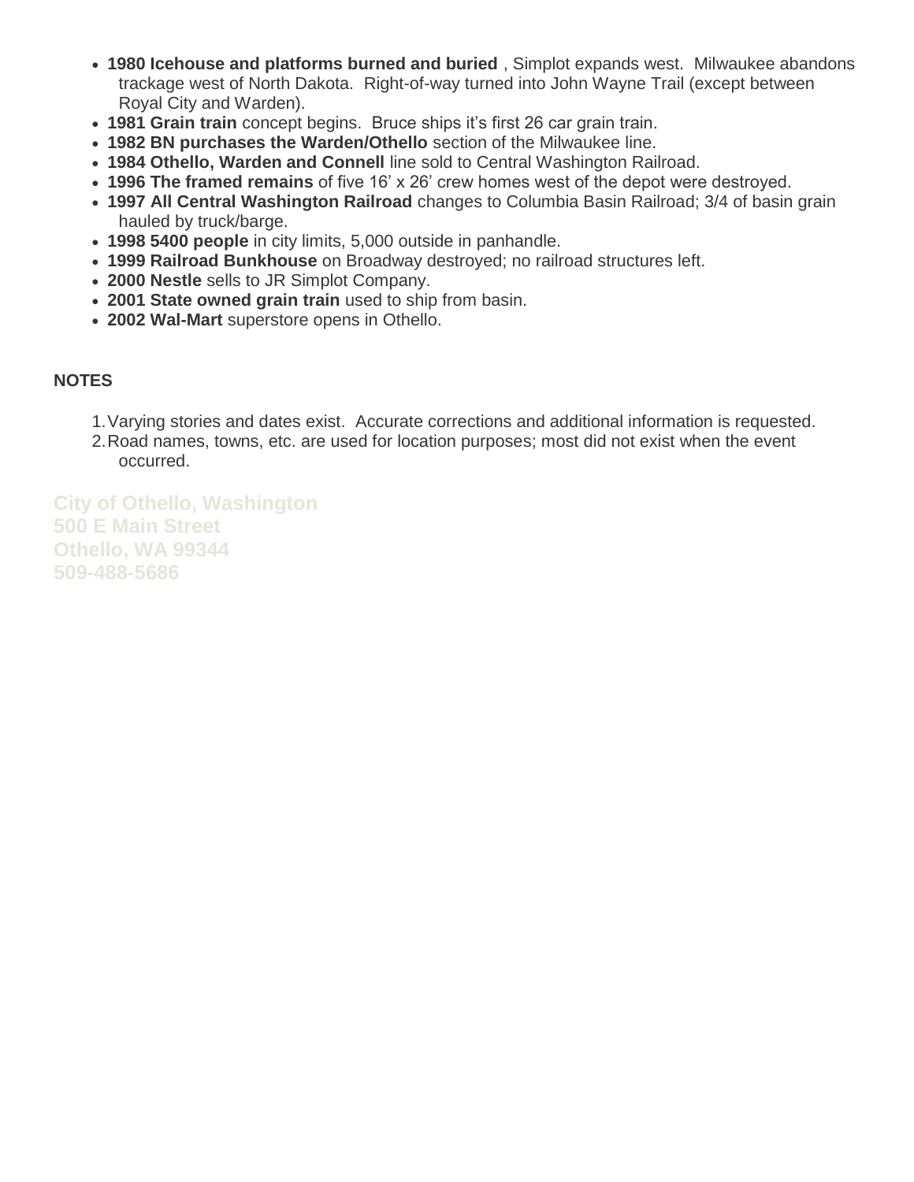- **1980 Icehouse and platforms burned and buried** , Simplot expands west. Milwaukee abandons trackage west of North Dakota. Right-of-way turned into John Wayne Trail (except between Royal City and Warden).
- **1981 Grain train** concept begins. Bruce ships it's first 26 car grain train.
- **1982 BN purchases the Warden/Othello** section of the Milwaukee line.
- **1984 Othello, Warden and Connell** line sold to Central Washington Railroad.
- **1996 The framed remains** of five 16' x 26' crew homes west of the depot were destroyed.
- **1997 All Central Washington Railroad** changes to Columbia Basin Railroad; 3/4 of basin grain hauled by truck/barge.
- **1998 5400 people** in city limits, 5,000 outside in panhandle.
- **1999 Railroad Bunkhouse** on Broadway destroyed; no railroad structures left.
- **2000 Nestle** sells to JR Simplot Company.
- **2001 State owned grain train** used to ship from basin.
- **2002 Wal-Mart** superstore opens in Othello.

**NOTES**

1. Varying stories and dates exist. Accurate corrections and additional information is requested.
2. Road names, towns, etc. are used for location purposes; most did not exist when the event occurred.

**City of Othello, Washington**
**500 E Main Street**
**Othello, WA 99344**
**509-488-5686**